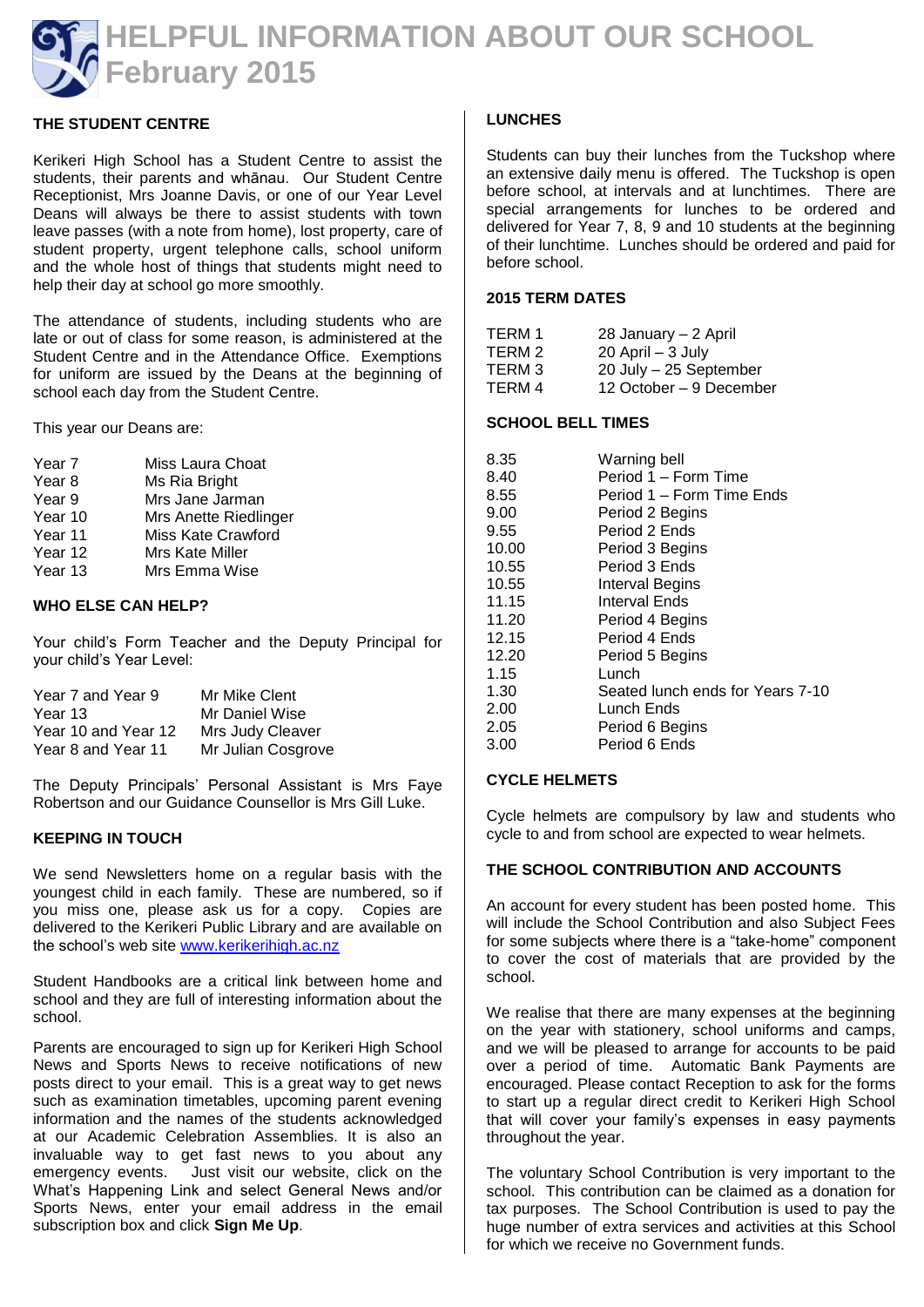# HELPFUL INFORMATION ABOUT OUR SCHOOL February 2015

## THE STUDENT CENTRE

Kerikeri High School has a Student Centre to assist the students, their parents and whānau. Our Student Centre Receptionist, Mrs Joanne Davis, or one of our Year Level Deans will always be there to assist students with town leave passes (with a note from home), lost property, care of student property, urgent telephone calls, school uniform and the whole host of things that students might need to help their day at school go more smoothly.

The attendance of students, including students who are late or out of class for some reason, is administered at the Student Centre and in the Attendance Office. Exemptions for uniform are issued by the Deans at the beginning of school each day from the Student Centre.

This year our Deans are:

| | |
|---|---|
| Year 7 | Miss Laura Choat |
| Year 8 | Ms Ria Bright |
| Year 9 | Mrs Jane Jarman |
| Year 10 | Mrs Anette Riedlinger |
| Year 11 | Miss Kate Crawford |
| Year 12 | Mrs Kate Miller |
| Year 13 | Mrs Emma Wise |

## WHO ELSE CAN HELP?

Your child's Form Teacher and the Deputy Principal for your child's Year Level:

| | |
|---|---|
| Year 7 and Year 9 | Mr Mike Clent |
| Year 13 | Mr Daniel Wise |
| Year 10 and Year 12 | Mrs Judy Cleaver |
| Year 8 and Year 11 | Mr Julian Cosgrove |

The Deputy Principals' Personal Assistant is Mrs Faye Robertson and our Guidance Counsellor is Mrs Gill Luke.

## KEEPING IN TOUCH

We send Newsletters home on a regular basis with the youngest child in each family. These are numbered, so if you miss one, please ask us for a copy. Copies are delivered to the Kerikeri Public Library and are available on the school's web site www.kerikerihigh.ac.nz

Student Handbooks are a critical link between home and school and they are full of interesting information about the school.

Parents are encouraged to sign up for Kerikeri High School News and Sports News to receive notifications of new posts direct to your email. This is a great way to get news such as examination timetables, upcoming parent evening information and the names of the students acknowledged at our Academic Celebration Assemblies. It is also an invaluable way to get fast news to you about any emergency events. Just visit our website, click on the What's Happening Link and select General News and/or Sports News, enter your email address in the email subscription box and click **Sign Me Up**.

## LUNCHES

Students can buy their lunches from the Tuckshop where an extensive daily menu is offered. The Tuckshop is open before school, at intervals and at lunchtimes. There are special arrangements for lunches to be ordered and delivered for Year 7, 8, 9 and 10 students at the beginning of their lunchtime. Lunches should be ordered and paid for before school.

## 2015 TERM DATES

| | |
|---|---|
| TERM 1 | 28 January – 2 April |
| TERM 2 | 20 April – 3 July |
| TERM 3 | 20 July – 25 September |
| TERM 4 | 12 October – 9 December |

## SCHOOL BELL TIMES

| | |
|---|---|
| 8.35 | Warning bell |
| 8.40 | Period 1 – Form Time |
| 8.55 | Period 1 – Form Time Ends |
| 9.00 | Period 2 Begins |
| 9.55 | Period 2 Ends |
| 10.00 | Period 3 Begins |
| 10.55 | Period 3 Ends |
| 10.55 | Interval Begins |
| 11.15 | Interval Ends |
| 11.20 | Period 4 Begins |
| 12.15 | Period 4 Ends |
| 12.20 | Period 5 Begins |
| 1.15 | Lunch |
| 1.30 | Seated lunch ends for Years 7-10 |
| 2.00 | Lunch Ends |
| 2.05 | Period 6 Begins |
| 3.00 | Period 6 Ends |

## CYCLE HELMETS

Cycle helmets are compulsory by law and students who cycle to and from school are expected to wear helmets.

## THE SCHOOL CONTRIBUTION AND ACCOUNTS

An account for every student has been posted home. This will include the School Contribution and also Subject Fees for some subjects where there is a "take-home" component to cover the cost of materials that are provided by the school.

We realise that there are many expenses at the beginning on the year with stationery, school uniforms and camps, and we will be pleased to arrange for accounts to be paid over a period of time. Automatic Bank Payments are encouraged. Please contact Reception to ask for the forms to start up a regular direct credit to Kerikeri High School that will cover your family's expenses in easy payments throughout the year.

The voluntary School Contribution is very important to the school. This contribution can be claimed as a donation for tax purposes. The School Contribution is used to pay the huge number of extra services and activities at this School for which we receive no Government funds.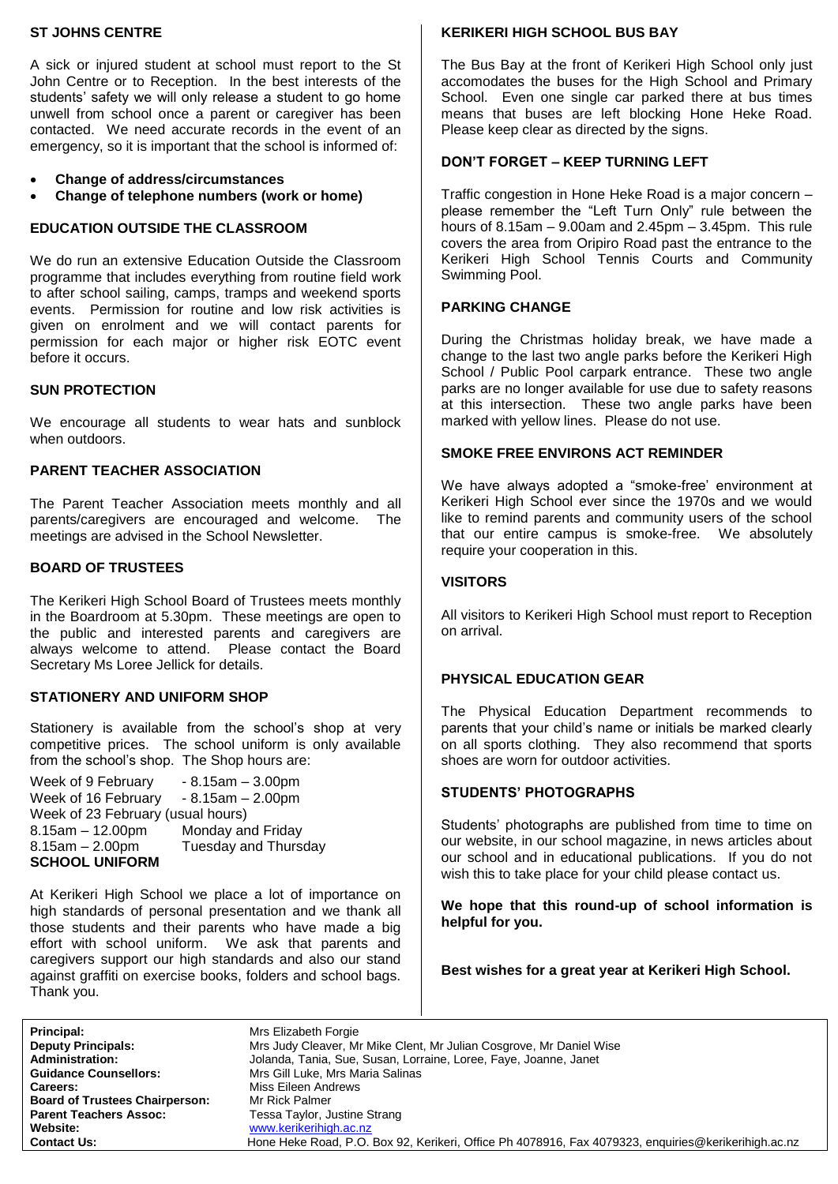## ST JOHNS CENTRE

A sick or injured student at school must report to the St John Centre or to Reception. In the best interests of the students' safety we will only release a student to go home unwell from school once a parent or caregiver has been contacted. We need accurate records in the event of an emergency, so it is important that the school is informed of:

- **Change of address/circumstances**
- **Change of telephone numbers (work or home)**

## EDUCATION OUTSIDE THE CLASSROOM

We do run an extensive Education Outside the Classroom programme that includes everything from routine field work to after school sailing, camps, tramps and weekend sports events. Permission for routine and low risk activities is given on enrolment and we will contact parents for permission for each major or higher risk EOTC event before it occurs.

## SUN PROTECTION

We encourage all students to wear hats and sunblock when outdoors.

## PARENT TEACHER ASSOCIATION

The Parent Teacher Association meets monthly and all parents/caregivers are encouraged and welcome. The meetings are advised in the School Newsletter.

## BOARD OF TRUSTEES

The Kerikeri High School Board of Trustees meets monthly in the Boardroom at 5.30pm. These meetings are open to the public and interested parents and caregivers are always welcome to attend. Please contact the Board Secretary Ms Loree Jellick for details.

## STATIONERY AND UNIFORM SHOP

Stationery is available from the school's shop at very competitive prices. The school uniform is only available from the school's shop. The Shop hours are:

Week of 9 February - 8.15am – 3.00pm
Week of 16 February - 8.15am – 2.00pm
Week of 23 February (usual hours)
8.15am – 12.00pm Monday and Friday
8.15am – 2.00pm Tuesday and Thursday

## SCHOOL UNIFORM

At Kerikeri High School we place a lot of importance on high standards of personal presentation and we thank all those students and their parents who have made a big effort with school uniform. We ask that parents and caregivers support our high standards and also our stand against graffiti on exercise books, folders and school bags. Thank you.

## KERIKERI HIGH SCHOOL BUS BAY

The Bus Bay at the front of Kerikeri High School only just accomodates the buses for the High School and Primary School. Even one single car parked there at bus times means that buses are left blocking Hone Heke Road. Please keep clear as directed by the signs.

## DON'T FORGET – KEEP TURNING LEFT

Traffic congestion in Hone Heke Road is a major concern – please remember the "Left Turn Only" rule between the hours of 8.15am – 9.00am and 2.45pm – 3.45pm. This rule covers the area from Oripiro Road past the entrance to the Kerikeri High School Tennis Courts and Community Swimming Pool.

## PARKING CHANGE

During the Christmas holiday break, we have made a change to the last two angle parks before the Kerikeri High School / Public Pool carpark entrance. These two angle parks are no longer available for use due to safety reasons at this intersection. These two angle parks have been marked with yellow lines. Please do not use.

## SMOKE FREE ENVIRONS ACT REMINDER

We have always adopted a "smoke-free' environment at Kerikeri High School ever since the 1970s and we would like to remind parents and community users of the school that our entire campus is smoke-free. We absolutely require your cooperation in this.

## VISITORS

All visitors to Kerikeri High School must report to Reception on arrival.

## PHYSICAL EDUCATION GEAR

The Physical Education Department recommends to parents that your child's name or initials be marked clearly on all sports clothing. They also recommend that sports shoes are worn for outdoor activities.

## STUDENTS' PHOTOGRAPHS

Students' photographs are published from time to time on our website, in our school magazine, in news articles about our school and in educational publications. If you do not wish this to take place for your child please contact us.

**We hope that this round-up of school information is helpful for you.**

**Best wishes for a great year at Kerikeri High School.**

| | |
|---|---|
| **Principal:** | Mrs Elizabeth Forgie |
| **Deputy Principals:** | Mrs Judy Cleaver, Mr Mike Clent, Mr Julian Cosgrove, Mr Daniel Wise |
| **Administration:** | Jolanda, Tania, Sue, Susan, Lorraine, Loree, Faye, Joanne, Janet |
| **Guidance Counsellors:** | Mrs Gill Luke, Mrs Maria Salinas |
| **Careers:** | Miss Eileen Andrews |
| **Board of Trustees Chairperson:** | Mr Rick Palmer |
| **Parent Teachers Assoc:** | Tessa Taylor, Justine Strang |
| **Website:** | www.kerikerihigh.ac.nz |
| **Contact Us:** | Hone Heke Road, P.O. Box 92, Kerikeri, Office Ph 4078916, Fax 4079323, enquiries@kerikerihigh.ac.nz |